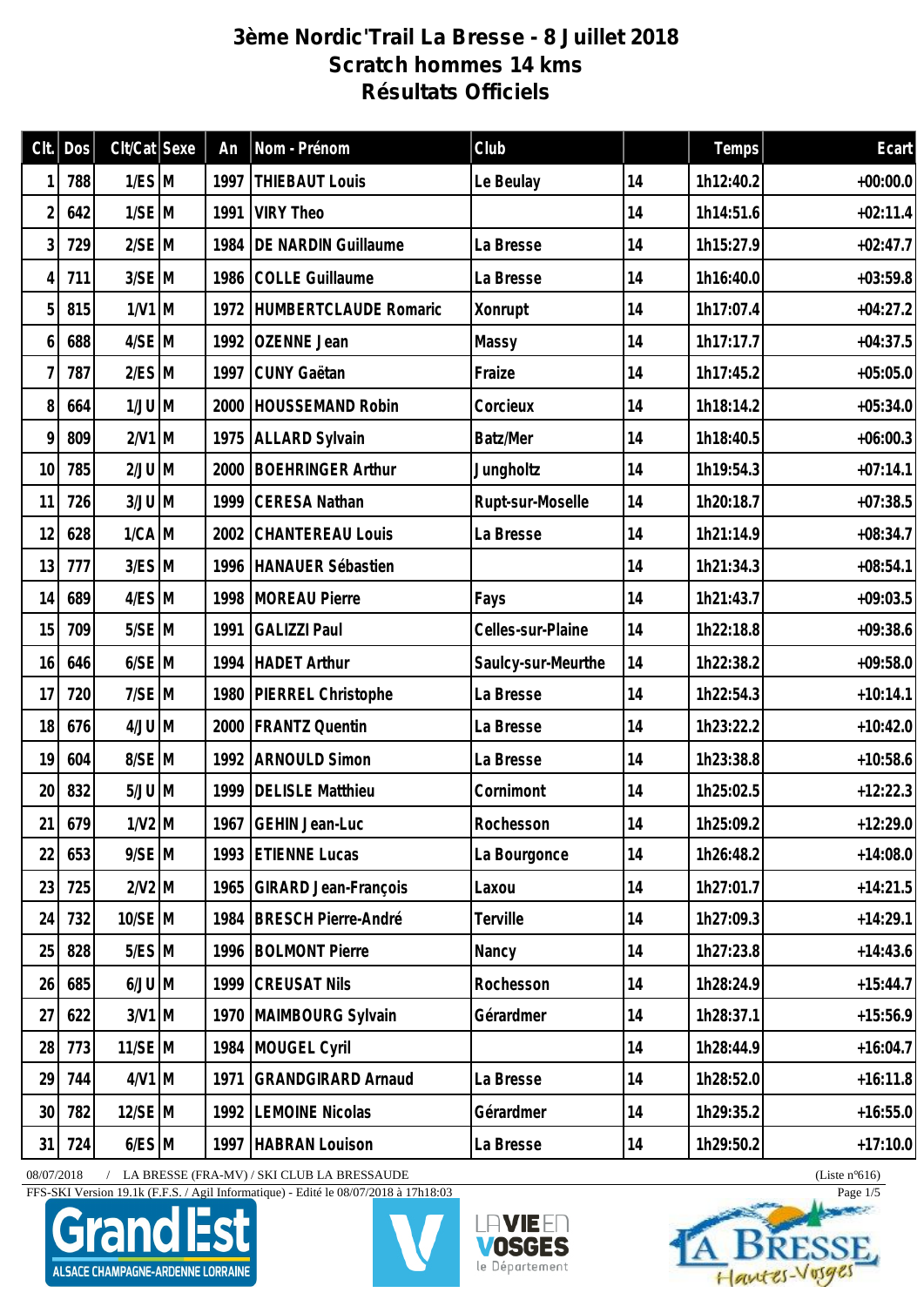# 3ème Nordic'Trail La Bresse - 8 Juillet 2018
## Scratch hommes 14 kms
## Résultats Officiels

| Clt. | Dos | Clt/Cat | Sexe | An | Nom - Prénom | Club | | Temps | Ecart |
|---|---|---|---|---|---|---|---|---|---|
| 1 | 788 | 1/ES | M | 1997 | THIEBAUT Louis | Le Beulay | 14 | 1h12:40.2 | +00:00.0 |
| 2 | 642 | 1/SE | M | 1991 | VIRY Theo | | 14 | 1h14:51.6 | +02:11.4 |
| 3 | 729 | 2/SE | M | 1984 | DE NARDIN Guillaume | La Bresse | 14 | 1h15:27.9 | +02:47.7 |
| 4 | 711 | 3/SE | M | 1986 | COLLE Guillaume | La Bresse | 14 | 1h16:40.0 | +03:59.8 |
| 5 | 815 | 1/V1 | M | 1972 | HUMBERTCLAUDE Romaric | Xonrupt | 14 | 1h17:07.4 | +04:27.2 |
| 6 | 688 | 4/SE | M | 1992 | OZENNE Jean | Massy | 14 | 1h17:17.7 | +04:37.5 |
| 7 | 787 | 2/ES | M | 1997 | CUNY Gaëtan | Fraize | 14 | 1h17:45.2 | +05:05.0 |
| 8 | 664 | 1/JU | M | 2000 | HOUSSEMAND Robin | Corcieux | 14 | 1h18:14.2 | +05:34.0 |
| 9 | 809 | 2/V1 | M | 1975 | ALLARD Sylvain | Batz/Mer | 14 | 1h18:40.5 | +06:00.3 |
| 10 | 785 | 2/JU | M | 2000 | BOEHRINGER Arthur | Jungholtz | 14 | 1h19:54.3 | +07:14.1 |
| 11 | 726 | 3/JU | M | 1999 | CERESA Nathan | Rupt-sur-Moselle | 14 | 1h20:18.7 | +07:38.5 |
| 12 | 628 | 1/CA | M | 2002 | CHANTEREAU Louis | La Bresse | 14 | 1h21:14.9 | +08:34.7 |
| 13 | 777 | 3/ES | M | 1996 | HANAUER Sébastien | | 14 | 1h21:34.3 | +08:54.1 |
| 14 | 689 | 4/ES | M | 1998 | MOREAU Pierre | Fays | 14 | 1h21:43.7 | +09:03.5 |
| 15 | 709 | 5/SE | M | 1991 | GALIZZI Paul | Celles-sur-Plaine | 14 | 1h22:18.8 | +09:38.6 |
| 16 | 646 | 6/SE | M | 1994 | HADET Arthur | Saulcy-sur-Meurthe | 14 | 1h22:38.2 | +09:58.0 |
| 17 | 720 | 7/SE | M | 1980 | PIERREL Christophe | La Bresse | 14 | 1h22:54.3 | +10:14.1 |
| 18 | 676 | 4/JU | M | 2000 | FRANTZ Quentin | La Bresse | 14 | 1h23:22.2 | +10:42.0 |
| 19 | 604 | 8/SE | M | 1992 | ARNOULD Simon | La Bresse | 14 | 1h23:38.8 | +10:58.6 |
| 20 | 832 | 5/JU | M | 1999 | DELISLE Matthieu | Cornimont | 14 | 1h25:02.5 | +12:22.3 |
| 21 | 679 | 1/V2 | M | 1967 | GEHIN Jean-Luc | Rochesson | 14 | 1h25:09.2 | +12:29.0 |
| 22 | 653 | 9/SE | M | 1993 | ETIENNE Lucas | La Bourgonce | 14 | 1h26:48.2 | +14:08.0 |
| 23 | 725 | 2/V2 | M | 1965 | GIRARD Jean-François | Laxou | 14 | 1h27:01.7 | +14:21.5 |
| 24 | 732 | 10/SE | M | 1984 | BRESCH Pierre-André | Terville | 14 | 1h27:09.3 | +14:29.1 |
| 25 | 828 | 5/ES | M | 1996 | BOLMONT Pierre | Nancy | 14 | 1h27:23.8 | +14:43.6 |
| 26 | 685 | 6/JU | M | 1999 | CREUSAT Nils | Rochesson | 14 | 1h28:24.9 | +15:44.7 |
| 27 | 622 | 3/V1 | M | 1970 | MAIMBOURG Sylvain | Gérardmer | 14 | 1h28:37.1 | +15:56.9 |
| 28 | 773 | 11/SE | M | 1984 | MOUGEL Cyril | | 14 | 1h28:44.9 | +16:04.7 |
| 29 | 744 | 4/V1 | M | 1971 | GRANDGIRARD Arnaud | La Bresse | 14 | 1h28:52.0 | +16:11.8 |
| 30 | 782 | 12/SE | M | 1992 | LEMOINE Nicolas | Gérardmer | 14 | 1h29:35.2 | +16:55.0 |
| 31 | 724 | 6/ES | M | 1997 | HABRAN Louison | La Bresse | 14 | 1h29:50.2 | +17:10.0 |

08/07/2018 / LA BRESSE (FRA-MV) / SKI CLUB LA BRESSAUDE (Liste n°616)

FFS-SKI Version 19.1k (F.F.S. / Agil Informatique) - Edité le 08/07/2018 à 17h18:03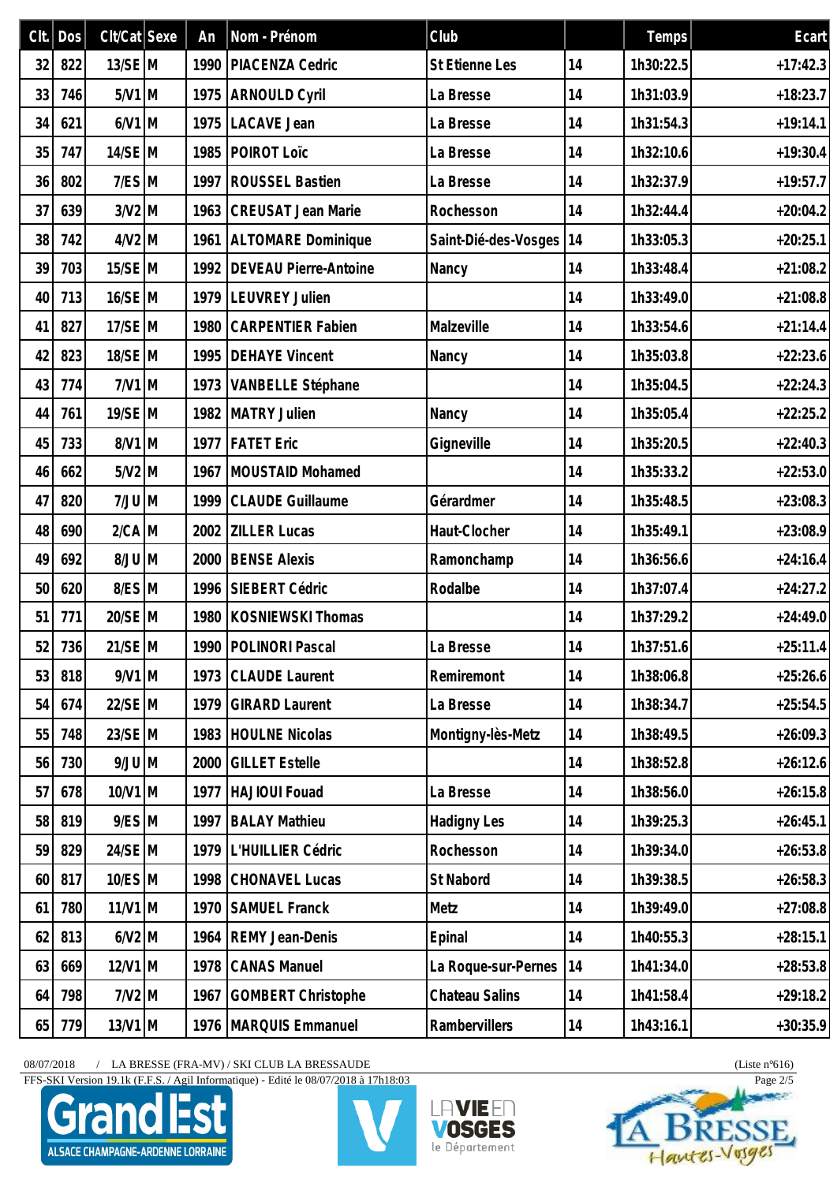| Clt. | Dos | Clt/Cat | Sexe | An | Nom - Prénom | Club | | Temps | Ecart |
|---|---|---|---|---|---|---|---|---|---|
| 32 | 822 | 13/SE | M | 1990 | PIACENZA Cedric | St Etienne Les | 14 | 1h30:22.5 | +17:42.3 |
| 33 | 746 | 5/V1 | M | 1975 | ARNOULD Cyril | La Bresse | 14 | 1h31:03.9 | +18:23.7 |
| 34 | 621 | 6/V1 | M | 1975 | LACAVE Jean | La Bresse | 14 | 1h31:54.3 | +19:14.1 |
| 35 | 747 | 14/SE | M | 1985 | POIROT Loïc | La Bresse | 14 | 1h32:10.6 | +19:30.4 |
| 36 | 802 | 7/ES | M | 1997 | ROUSSEL Bastien | La Bresse | 14 | 1h32:37.9 | +19:57.7 |
| 37 | 639 | 3/V2 | M | 1963 | CREUSAT Jean Marie | Rochesson | 14 | 1h32:44.4 | +20:04.2 |
| 38 | 742 | 4/V2 | M | 1961 | ALTOMARE Dominique | Saint-Dié-des-Vosges | 14 | 1h33:05.3 | +20:25.1 |
| 39 | 703 | 15/SE | M | 1992 | DEVEAU Pierre-Antoine | Nancy | 14 | 1h33:48.4 | +21:08.2 |
| 40 | 713 | 16/SE | M | 1979 | LEUVREY Julien | | 14 | 1h33:49.0 | +21:08.8 |
| 41 | 827 | 17/SE | M | 1980 | CARPENTIER Fabien | Malzeville | 14 | 1h33:54.6 | +21:14.4 |
| 42 | 823 | 18/SE | M | 1995 | DEHAYE Vincent | Nancy | 14 | 1h35:03.8 | +22:23.6 |
| 43 | 774 | 7/V1 | M | 1973 | VANBELLE Stéphane | | 14 | 1h35:04.5 | +22:24.3 |
| 44 | 761 | 19/SE | M | 1982 | MATRY Julien | Nancy | 14 | 1h35:05.4 | +22:25.2 |
| 45 | 733 | 8/V1 | M | 1977 | FATET Eric | Gigneville | 14 | 1h35:20.5 | +22:40.3 |
| 46 | 662 | 5/V2 | M | 1967 | MOUSTAID Mohamed | | 14 | 1h35:33.2 | +22:53.0 |
| 47 | 820 | 7/JU | M | 1999 | CLAUDE Guillaume | Gérardmer | 14 | 1h35:48.5 | +23:08.3 |
| 48 | 690 | 2/CA | M | 2002 | ZILLER Lucas | Haut-Clocher | 14 | 1h35:49.1 | +23:08.9 |
| 49 | 692 | 8/JU | M | 2000 | BENSE Alexis | Ramonchamp | 14 | 1h36:56.6 | +24:16.4 |
| 50 | 620 | 8/ES | M | 1996 | SIEBERT Cédric | Rodalbe | 14 | 1h37:07.4 | +24:27.2 |
| 51 | 771 | 20/SE | M | 1980 | KOSNIEWSKI Thomas | | 14 | 1h37:29.2 | +24:49.0 |
| 52 | 736 | 21/SE | M | 1990 | POLINORI Pascal | La Bresse | 14 | 1h37:51.6 | +25:11.4 |
| 53 | 818 | 9/V1 | M | 1973 | CLAUDE Laurent | Remiremont | 14 | 1h38:06.8 | +25:26.6 |
| 54 | 674 | 22/SE | M | 1979 | GIRARD Laurent | La Bresse | 14 | 1h38:34.7 | +25:54.5 |
| 55 | 748 | 23/SE | M | 1983 | HOULNE Nicolas | Montigny-lès-Metz | 14 | 1h38:49.5 | +26:09.3 |
| 56 | 730 | 9/JU | M | 2000 | GILLET Estelle | | 14 | 1h38:52.8 | +26:12.6 |
| 57 | 678 | 10/V1 | M | 1977 | HAJIOUI Fouad | La Bresse | 14 | 1h38:56.0 | +26:15.8 |
| 58 | 819 | 9/ES | M | 1997 | BALAY Mathieu | Hadigny Les | 14 | 1h39:25.3 | +26:45.1 |
| 59 | 829 | 24/SE | M | 1979 | L'HUILLIER Cédric | Rochesson | 14 | 1h39:34.0 | +26:53.8 |
| 60 | 817 | 10/ES | M | 1998 | CHONAVEL Lucas | St Nabord | 14 | 1h39:38.5 | +26:58.3 |
| 61 | 780 | 11/V1 | M | 1970 | SAMUEL Franck | Metz | 14 | 1h39:49.0 | +27:08.8 |
| 62 | 813 | 6/V2 | M | 1964 | REMY Jean-Denis | Epinal | 14 | 1h40:55.3 | +28:15.1 |
| 63 | 669 | 12/V1 | M | 1978 | CANAS Manuel | La Roque-sur-Pernes | 14 | 1h41:34.0 | +28:53.8 |
| 64 | 798 | 7/V2 | M | 1967 | GOMBERT Christophe | Chateau Salins | 14 | 1h41:58.4 | +29:18.2 |
| 65 | 779 | 13/V1 | M | 1976 | MARQUIS Emmanuel | Rambervillers | 14 | 1h43:16.1 | +30:35.9 |

08/07/2018 / LA BRESSE (FRA-MV) / SKI CLUB LA BRESSAUDE (Liste n°616)

FFS-SKI Version 19.1k (F.F.S. / Agil Informatique) - Edité le 08/07/2018 à 17h18:03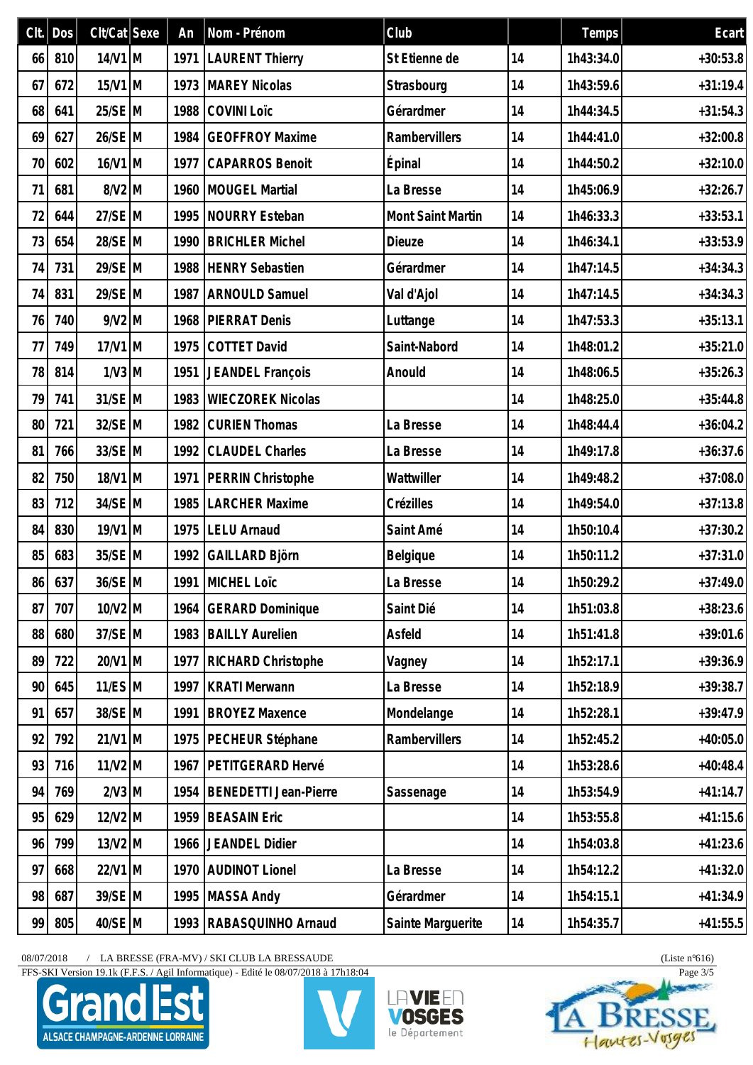| Clt. | Dos | Clt/Cat | Sexe | An | Nom - Prénom | Club | | Temps | Ecart |
|---|---|---|---|---|---|---|---|---|---|
| 66 | 810 | 14/V1 | M | 1971 | LAURENT Thierry | St Etienne de | 14 | 1h43:34.0 | +30:53.8 |
| 67 | 672 | 15/V1 | M | 1973 | MAREY Nicolas | Strasbourg | 14 | 1h43:59.6 | +31:19.4 |
| 68 | 641 | 25/SE | M | 1988 | COVINI Loïc | Gérardmer | 14 | 1h44:34.5 | +31:54.3 |
| 69 | 627 | 26/SE | M | 1984 | GEOFFROY Maxime | Rambervillers | 14 | 1h44:41.0 | +32:00.8 |
| 70 | 602 | 16/V1 | M | 1977 | CAPARROS Benoit | Épinal | 14 | 1h44:50.2 | +32:10.0 |
| 71 | 681 | 8/V2 | M | 1960 | MOUGEL Martial | La Bresse | 14 | 1h45:06.9 | +32:26.7 |
| 72 | 644 | 27/SE | M | 1995 | NOURRY Esteban | Mont Saint Martin | 14 | 1h46:33.3 | +33:53.1 |
| 73 | 654 | 28/SE | M | 1990 | BRICHLER Michel | Dieuze | 14 | 1h46:34.1 | +33:53.9 |
| 74 | 731 | 29/SE | M | 1988 | HENRY Sebastien | Gérardmer | 14 | 1h47:14.5 | +34:34.3 |
| 74 | 831 | 29/SE | M | 1987 | ARNOULD Samuel | Val d'Ajol | 14 | 1h47:14.5 | +34:34.3 |
| 76 | 740 | 9/V2 | M | 1968 | PIERRAT Denis | Luttange | 14 | 1h47:53.3 | +35:13.1 |
| 77 | 749 | 17/V1 | M | 1975 | COTTET David | Saint-Nabord | 14 | 1h48:01.2 | +35:21.0 |
| 78 | 814 | 1/V3 | M | 1951 | JEANDEL François | Anould | 14 | 1h48:06.5 | +35:26.3 |
| 79 | 741 | 31/SE | M | 1983 | WIECZOREK Nicolas | | 14 | 1h48:25.0 | +35:44.8 |
| 80 | 721 | 32/SE | M | 1982 | CURIEN Thomas | La Bresse | 14 | 1h48:44.4 | +36:04.2 |
| 81 | 766 | 33/SE | M | 1992 | CLAUDEL Charles | La Bresse | 14 | 1h49:17.8 | +36:37.6 |
| 82 | 750 | 18/V1 | M | 1971 | PERRIN Christophe | Wattwiller | 14 | 1h49:48.2 | +37:08.0 |
| 83 | 712 | 34/SE | M | 1985 | LARCHER Maxime | Crézilles | 14 | 1h49:54.0 | +37:13.8 |
| 84 | 830 | 19/V1 | M | 1975 | LELU Arnaud | Saint Amé | 14 | 1h50:10.4 | +37:30.2 |
| 85 | 683 | 35/SE | M | 1992 | GAILLARD Björn | Belgique | 14 | 1h50:11.2 | +37:31.0 |
| 86 | 637 | 36/SE | M | 1991 | MICHEL Loïc | La Bresse | 14 | 1h50:29.2 | +37:49.0 |
| 87 | 707 | 10/V2 | M | 1964 | GERARD Dominique | Saint Dié | 14 | 1h51:03.8 | +38:23.6 |
| 88 | 680 | 37/SE | M | 1983 | BAILLY Aurelien | Asfeld | 14 | 1h51:41.8 | +39:01.6 |
| 89 | 722 | 20/V1 | M | 1977 | RICHARD Christophe | Vagney | 14 | 1h52:17.1 | +39:36.9 |
| 90 | 645 | 11/ES | M | 1997 | KRATI Merwann | La Bresse | 14 | 1h52:18.9 | +39:38.7 |
| 91 | 657 | 38/SE | M | 1991 | BROYEZ Maxence | Mondelange | 14 | 1h52:28.1 | +39:47.9 |
| 92 | 792 | 21/V1 | M | 1975 | PECHEUR Stéphane | Rambervillers | 14 | 1h52:45.2 | +40:05.0 |
| 93 | 716 | 11/V2 | M | 1967 | PETITGERARD Hervé | | 14 | 1h53:28.6 | +40:48.4 |
| 94 | 769 | 2/V3 | M | 1954 | BENEDETTI Jean-Pierre | Sassenage | 14 | 1h53:54.9 | +41:14.7 |
| 95 | 629 | 12/V2 | M | 1959 | BEASAIN Eric | | 14 | 1h53:55.8 | +41:15.6 |
| 96 | 799 | 13/V2 | M | 1966 | JEANDEL Didier | | 14 | 1h54:03.8 | +41:23.6 |
| 97 | 668 | 22/V1 | M | 1970 | AUDINOT Lionel | La Bresse | 14 | 1h54:12.2 | +41:32.0 |
| 98 | 687 | 39/SE | M | 1995 | MASSA Andy | Gérardmer | 14 | 1h54:15.1 | +41:34.9 |
| 99 | 805 | 40/SE | M | 1993 | RABASQUINHO Arnaud | Sainte Marguerite | 14 | 1h54:35.7 | +41:55.5 |

08/07/2018 / LA BRESSE (FRA-MV) / SKI CLUB LA BRESSAUDE (Liste n°616)

FFS-SKI Version 19.1k (F.F.S. / Agil Informatique) - Edité le 08/07/2018 à 17h18:04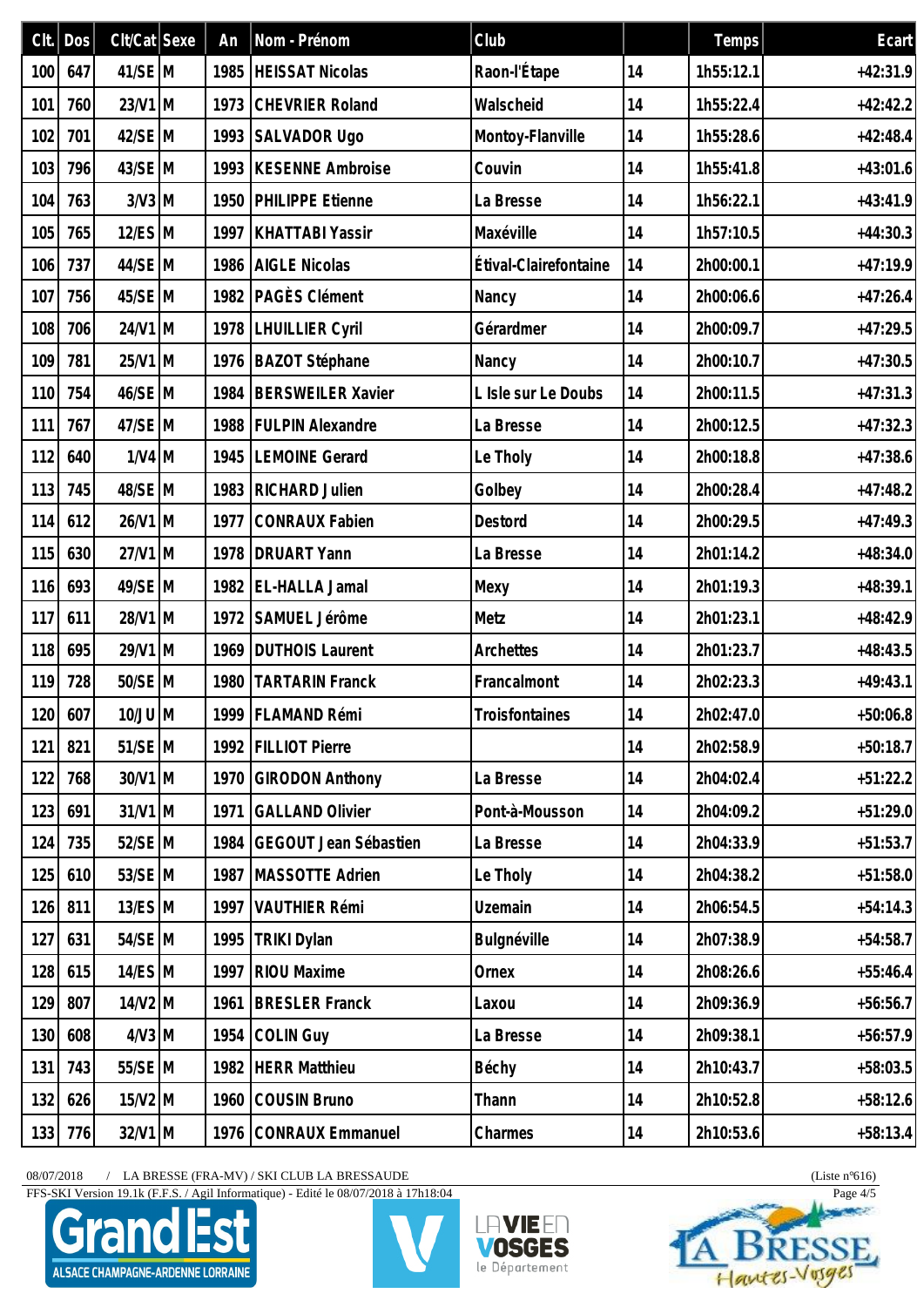| Clt. | Dos | Clt/Cat | Sexe | An | Nom - Prénom | Club | | Temps | Ecart |
|---|---|---|---|---|---|---|---|---|---|
| 100 | 647 | 41/SE | M | 1985 | HEISSAT Nicolas | Raon-l'Étape | 14 | 1h55:12.1 | +42:31.9 |
| 101 | 760 | 23/V1 | M | 1973 | CHEVRIER Roland | Walscheid | 14 | 1h55:22.4 | +42:42.2 |
| 102 | 701 | 42/SE | M | 1993 | SALVADOR Ugo | Montoy-Flanville | 14 | 1h55:28.6 | +42:48.4 |
| 103 | 796 | 43/SE | M | 1993 | KESENNE Ambroise | Couvin | 14 | 1h55:41.8 | +43:01.6 |
| 104 | 763 | 3/V3 | M | 1950 | PHILIPPE Etienne | La Bresse | 14 | 1h56:22.1 | +43:41.9 |
| 105 | 765 | 12/ES | M | 1997 | KHATTABI Yassir | Maxéville | 14 | 1h57:10.5 | +44:30.3 |
| 106 | 737 | 44/SE | M | 1986 | AIGLE Nicolas | Étival-Clairefontaine | 14 | 2h00:00.1 | +47:19.9 |
| 107 | 756 | 45/SE | M | 1982 | PAGÈS Clément | Nancy | 14 | 2h00:06.6 | +47:26.4 |
| 108 | 706 | 24/V1 | M | 1978 | LHUILLIER Cyril | Gérardmer | 14 | 2h00:09.7 | +47:29.5 |
| 109 | 781 | 25/V1 | M | 1976 | BAZOT Stéphane | Nancy | 14 | 2h00:10.7 | +47:30.5 |
| 110 | 754 | 46/SE | M | 1984 | BERSWEILER Xavier | L Isle sur Le Doubs | 14 | 2h00:11.5 | +47:31.3 |
| 111 | 767 | 47/SE | M | 1988 | FULPIN Alexandre | La Bresse | 14 | 2h00:12.5 | +47:32.3 |
| 112 | 640 | 1/V4 | M | 1945 | LEMOINE Gerard | Le Tholy | 14 | 2h00:18.8 | +47:38.6 |
| 113 | 745 | 48/SE | M | 1983 | RICHARD Julien | Golbey | 14 | 2h00:28.4 | +47:48.2 |
| 114 | 612 | 26/V1 | M | 1977 | CONRAUX Fabien | Destord | 14 | 2h00:29.5 | +47:49.3 |
| 115 | 630 | 27/V1 | M | 1978 | DRUART Yann | La Bresse | 14 | 2h01:14.2 | +48:34.0 |
| 116 | 693 | 49/SE | M | 1982 | EL-HALLA Jamal | Mexy | 14 | 2h01:19.3 | +48:39.1 |
| 117 | 611 | 28/V1 | M | 1972 | SAMUEL Jérôme | Metz | 14 | 2h01:23.1 | +48:42.9 |
| 118 | 695 | 29/V1 | M | 1969 | DUTHOIS Laurent | Archettes | 14 | 2h01:23.7 | +48:43.5 |
| 119 | 728 | 50/SE | M | 1980 | TARTARIN Franck | Francalmont | 14 | 2h02:23.3 | +49:43.1 |
| 120 | 607 | 10/JU | M | 1999 | FLAMAND Rémi | Troisfontaines | 14 | 2h02:47.0 | +50:06.8 |
| 121 | 821 | 51/SE | M | 1992 | FILLIOT Pierre | | 14 | 2h02:58.9 | +50:18.7 |
| 122 | 768 | 30/V1 | M | 1970 | GIRODON Anthony | La Bresse | 14 | 2h04:02.4 | +51:22.2 |
| 123 | 691 | 31/V1 | M | 1971 | GALLAND Olivier | Pont-à-Mousson | 14 | 2h04:09.2 | +51:29.0 |
| 124 | 735 | 52/SE | M | 1984 | GEGOUT Jean Sébastien | La Bresse | 14 | 2h04:33.9 | +51:53.7 |
| 125 | 610 | 53/SE | M | 1987 | MASSOTTE Adrien | Le Tholy | 14 | 2h04:38.2 | +51:58.0 |
| 126 | 811 | 13/ES | M | 1997 | VAUTHIER Rémi | Uzemain | 14 | 2h06:54.5 | +54:14.3 |
| 127 | 631 | 54/SE | M | 1995 | TRIKI Dylan | Bulgnéville | 14 | 2h07:38.9 | +54:58.7 |
| 128 | 615 | 14/ES | M | 1997 | RIOU Maxime | Ornex | 14 | 2h08:26.6 | +55:46.4 |
| 129 | 807 | 14/V2 | M | 1961 | BRESLER Franck | Laxou | 14 | 2h09:36.9 | +56:56.7 |
| 130 | 608 | 4/V3 | M | 1954 | COLIN Guy | La Bresse | 14 | 2h09:38.1 | +56:57.9 |
| 131 | 743 | 55/SE | M | 1982 | HERR Matthieu | Béchy | 14 | 2h10:43.7 | +58:03.5 |
| 132 | 626 | 15/V2 | M | 1960 | COUSIN Bruno | Thann | 14 | 2h10:52.8 | +58:12.6 |
| 133 | 776 | 32/V1 | M | 1976 | CONRAUX Emmanuel | Charmes | 14 | 2h10:53.6 | +58:13.4 |

08/07/2018 / LA BRESSE (FRA-MV) / SKI CLUB LA BRESSAUDE (Liste n°616)

FFS-SKI Version 19.1k (F.F.S. / Agil Informatique) - Edité le 08/07/2018 à 17h18:04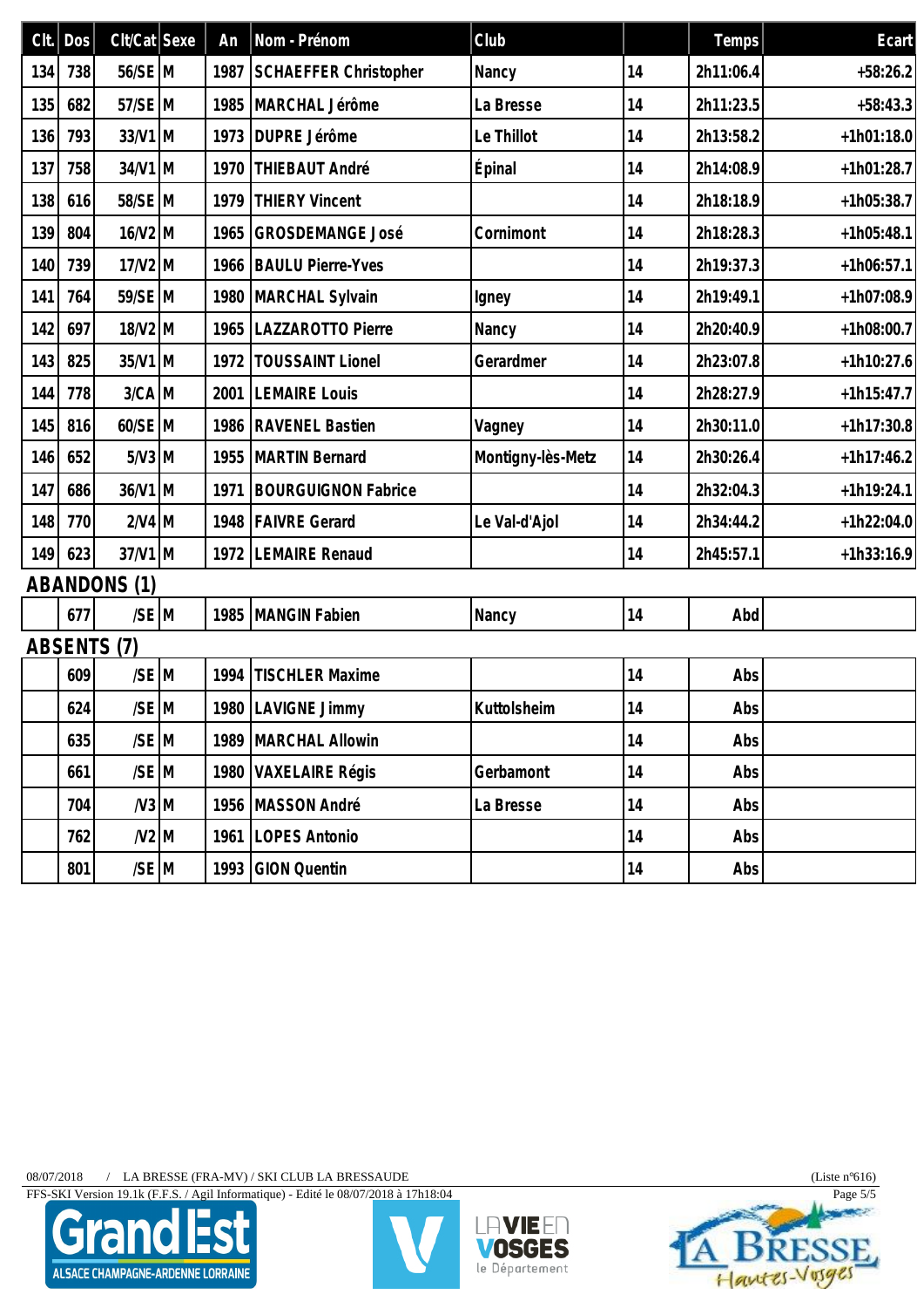| Clt. | Dos | Clt/Cat | Sexe | An | Nom - Prénom | Club | | Temps | Ecart |
|---|---|---|---|---|---|---|---|---|---|
| 134 | 738 | 56/SE | M | 1987 | SCHAEFFER Christopher | Nancy | 14 | 2h11:06.4 | +58:26.2 |
| 135 | 682 | 57/SE | M | 1985 | MARCHAL Jérôme | La Bresse | 14 | 2h11:23.5 | +58:43.3 |
| 136 | 793 | 33/V1 | M | 1973 | DUPRE Jérôme | Le Thillot | 14 | 2h13:58.2 | +1h01:18.0 |
| 137 | 758 | 34/V1 | M | 1970 | THIEBAUT André | Épinal | 14 | 2h14:08.9 | +1h01:28.7 |
| 138 | 616 | 58/SE | M | 1979 | THIERY Vincent | | 14 | 2h18:18.9 | +1h05:38.7 |
| 139 | 804 | 16/V2 | M | 1965 | GROSDEMANGE José | Cornimont | 14 | 2h18:28.3 | +1h05:48.1 |
| 140 | 739 | 17/V2 | M | 1966 | BAULU Pierre-Yves | | 14 | 2h19:37.3 | +1h06:57.1 |
| 141 | 764 | 59/SE | M | 1980 | MARCHAL Sylvain | Igney | 14 | 2h19:49.1 | +1h07:08.9 |
| 142 | 697 | 18/V2 | M | 1965 | LAZZAROTTO Pierre | Nancy | 14 | 2h20:40.9 | +1h08:00.7 |
| 143 | 825 | 35/V1 | M | 1972 | TOUSSAINT Lionel | Gerardmer | 14 | 2h23:07.8 | +1h10:27.6 |
| 144 | 778 | 3/CA | M | 2001 | LEMAIRE Louis | | 14 | 2h28:27.9 | +1h15:47.7 |
| 145 | 816 | 60/SE | M | 1986 | RAVENEL Bastien | Vagney | 14 | 2h30:11.0 | +1h17:30.8 |
| 146 | 652 | 5/V3 | M | 1955 | MARTIN Bernard | Montigny-lès-Metz | 14 | 2h30:26.4 | +1h17:46.2 |
| 147 | 686 | 36/V1 | M | 1971 | BOURGUIGNON Fabrice | | 14 | 2h32:04.3 | +1h19:24.1 |
| 148 | 770 | 2/V4 | M | 1948 | FAIVRE Gerard | Le Val-d'Ajol | 14 | 2h34:44.2 | +1h22:04.0 |
| 149 | 623 | 37/V1 | M | 1972 | LEMAIRE Renaud | | 14 | 2h45:57.1 | +1h33:16.9 |

## ABANDONS (1)

| Clt. | Dos | Clt/Cat | Sexe | An | Nom - Prénom | Club | | Temps | Ecart |
|---|---|---|---|---|---|---|---|---|---|
| | 677 | /SE | M | 1985 | MANGIN Fabien | Nancy | 14 | Abd | |

## ABSENTS (7)

| Clt. | Dos | Clt/Cat | Sexe | An | Nom - Prénom | Club | | Temps | Ecart |
|---|---|---|---|---|---|---|---|---|---|
| | 609 | /SE | M | 1994 | TISCHLER Maxime | | 14 | Abs | |
| | 624 | /SE | M | 1980 | LAVIGNE Jimmy | Kuttolsheim | 14 | Abs | |
| | 635 | /SE | M | 1989 | MARCHAL Allowin | | 14 | Abs | |
| | 661 | /SE | M | 1980 | VAXELAIRE Régis | Gerbamont | 14 | Abs | |
| | 704 | /V3 | M | 1956 | MASSON André | La Bresse | 14 | Abs | |
| | 762 | /V2 | M | 1961 | LOPES Antonio | | 14 | Abs | |
| | 801 | /SE | M | 1993 | GION Quentin | | 14 | Abs | |

08/07/2018 / LA BRESSE (FRA-MV) / SKI CLUB LA BRESSAUDE (Liste n°616)

FFS-SKI Version 19.1k (F.F.S. / Agil Informatique) - Edité le 08/07/2018 à 17h18:04